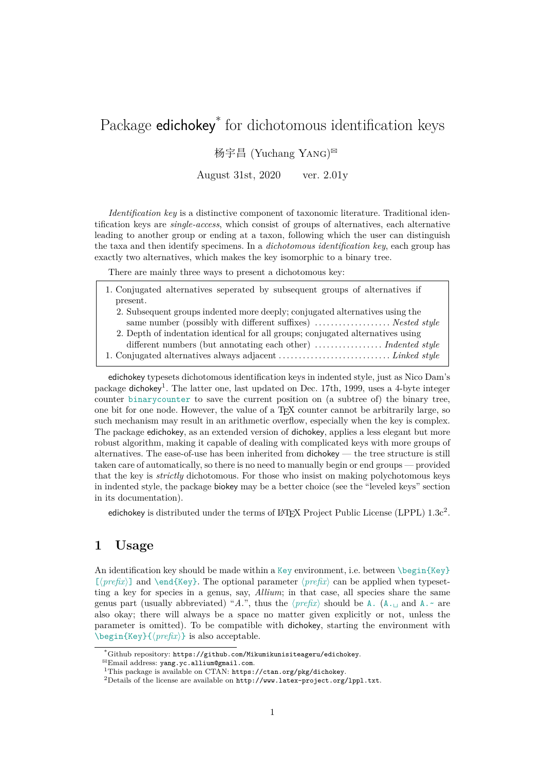# Package edichokey[*] for dichotomous identification keys

杨宇昌 (Yuchang Yang)[✉]

August 31st, 2020 ver. 2.01y

*Identification key* is a distinctive component of taxonomic literature. Traditional identification keys are *single-access*, which consist of groups of alternatives, each alternative leading to another group or ending at a taxon, following which the user can distinguish the taxa and then identify specimens. In a *dichotomous identification key*, each group has exactly two alternatives, which makes the key isomorphic to a binary tree.

There are mainly three ways to present a dichotomous key:

1. Conjugated alternatives seperated by subsequent groups of alternatives if present.
   2. Subsequent groups indented more deeply; conjugated alternatives using the same number (possibly with different suffixes) ................... *Nested style*
   2. Depth of indentation identical for all groups; conjugated alternatives using different numbers (but annotating each other) ................. *Indented style*
1. Conjugated alternatives always adjacent ............................ *Linked style*

edichokey typesets dichotomous identification keys in indented style, just as Nico Dam's package dichokey[1]. The latter one, last updated on Dec. 17th, 1999, uses a 4-byte integer counter `binarycounter` to save the current position on (a subtree of) the binary tree, one bit for one node. However, the value of a TeX counter cannot be arbitrarily large, so such mechanism may result in an arithmetic overflow, especially when the key is complex. The package edichokey, as an extended version of dichokey, applies a less elegant but more robust algorithm, making it capable of dealing with complicated keys with more groups of alternatives. The ease-of-use has been inherited from dichokey — the tree structure is still taken care of automatically, so there is no need to manually begin or end groups — provided that the key is *strictly* dichotomous. For those who insist on making polychotomous keys in indented style, the package biokey may be a better choice (see the "leveled keys" section in its documentation).

edichokey is distributed under the terms of LaTeX Project Public License (LPPL) 1.3c[2].

## 1 Usage

An identification key should be made within a `Key` environment, i.e. between `\begin{Key}[⟨prefix⟩]` and `\end{Key}`. The optional parameter ⟨*prefix*⟩ can be applied when typesetting a key for species in a genus, say, *Allium*; in that case, all species share the same genus part (usually abbreviated) "*A.*", thus the ⟨*prefix*⟩ should be `A.` (`A.␣` and `A.~` are also okay; there will always be a space no matter given explicitly or not, unless the parameter is omitted). To be compatible with dichokey, starting the environment with `\begin{Key}{⟨prefix⟩}` is also acceptable.

---

[*] Github repository: `https://github.com/Mikumikunisiteageru/edichokey`.

[✉] Email address: `yang.yc.allium@gmail.com`.

[1] This package is available on CTAN: `https://ctan.org/pkg/dichokey`.

[2] Details of the license are available on `http://www.latex-project.org/lppl.txt`.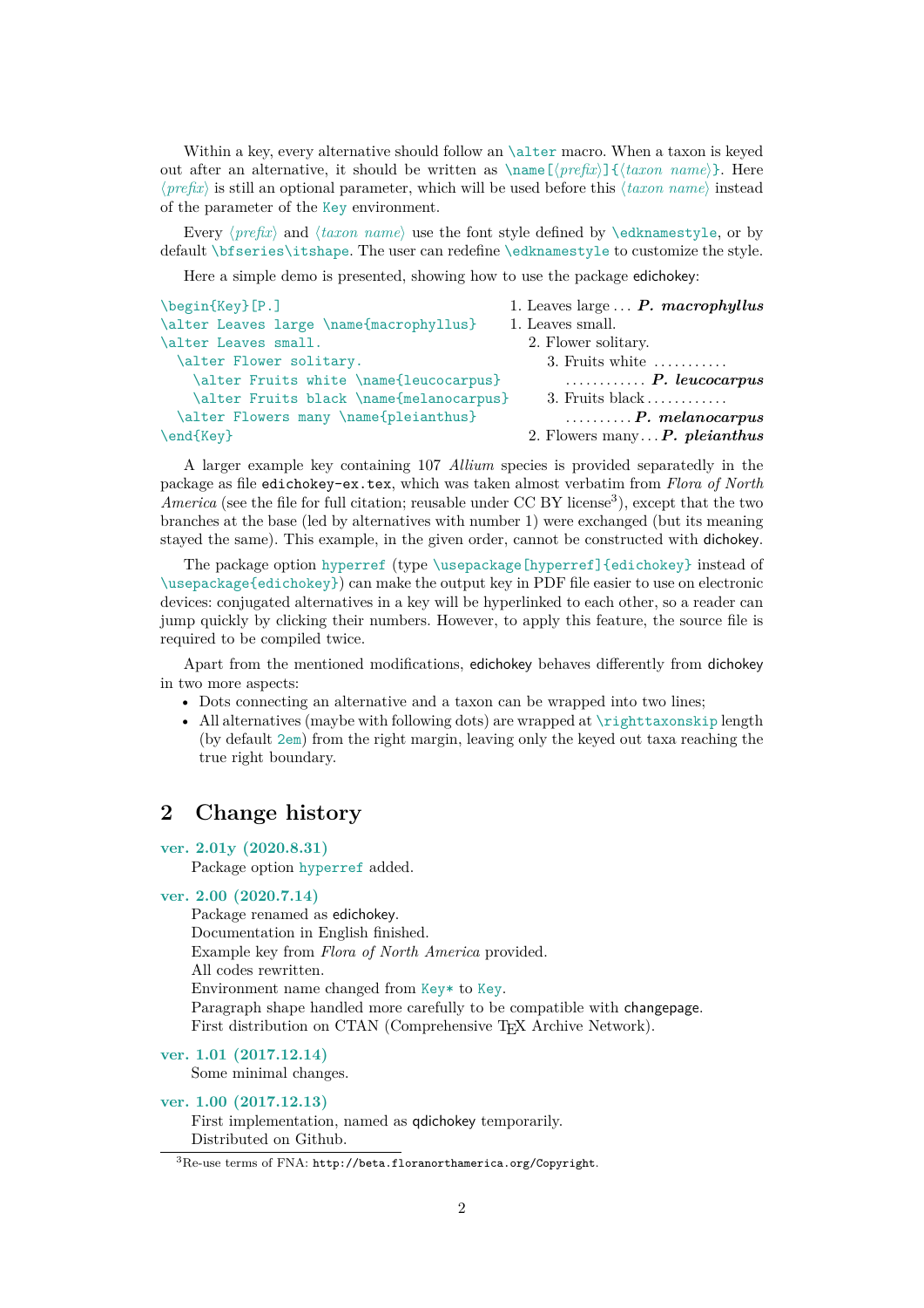Within a key, every alternative should follow an `\alter` macro. When a taxon is keyed out after an alternative, it should be written as `\name[⟨prefix⟩]{⟨taxon name⟩}`. Here ⟨*prefix*⟩ is still an optional parameter, which will be used before this ⟨*taxon name*⟩ instead of the parameter of the `Key` environment.

Every ⟨*prefix*⟩ and ⟨*taxon name*⟩ use the font style defined by `\edknamestyle`, or by default `\bfseries\itshape`. The user can redefine `\edknamestyle` to customize the style.

Here a simple demo is presented, showing how to use the package edichokey:

```
\begin{Key}[P.]
\alter Leaves large \name{macrophyllus}
\alter Leaves small.
  \alter Flower solitary.
    \alter Fruits white \name{leucocarpus}
    \alter Fruits black \name{melanocarpus}
  \alter Flowers many \name{pleianthus}
\end{Key}
```

1. Leaves large . . . ***P. macrophyllus***
1. Leaves small.
   2. Flower solitary.
      3. Fruits white . . . . . . . . . . . . . . . . . . . . . . . ***P. leucocarpus***
      3. Fruits black . . . . . . . . . . . . . . . . . . . . . . ***P. melanocarpus***
   2. Flowers many . . . ***P. pleianthus***

A larger example key containing 107 *Allium* species is provided separatedly in the package as file `edichokey-ex.tex`, which was taken almost verbatim from *Flora of North America* (see the file for full citation; reusable under CC BY license[3]), except that the two branches at the base (led by alternatives with number 1) were exchanged (but its meaning stayed the same). This example, in the given order, cannot be constructed with dichokey.

The package option `hyperref` (type `\usepackage[hyperref]{edichokey}` instead of `\usepackage{edichokey}`) can make the output key in PDF file easier to use on electronic devices: conjugated alternatives in a key will be hyperlinked to each other, so a reader can jump quickly by clicking their numbers. However, to apply this feature, the source file is required to be compiled twice.

Apart from the mentioned modifications, edichokey behaves differently from dichokey in two more aspects:

- Dots connecting an alternative and a taxon can be wrapped into two lines;
- All alternatives (maybe with following dots) are wrapped at `\righttaxonskip` length (by default `2em`) from the right margin, leaving only the keyed out taxa reaching the true right boundary.

## 2 Change history

**ver. 2.01y (2020.8.31)**
Package option `hyperref` added.

**ver. 2.00 (2020.7.14)**
Package renamed as edichokey.
Documentation in English finished.
Example key from *Flora of North America* provided.
All codes rewritten.
Environment name changed from `Key*` to `Key`.
Paragraph shape handled more carefully to be compatible with changepage.
First distribution on CTAN (Comprehensive TEX Archive Network).

**ver. 1.01 (2017.12.14)**
Some minimal changes.

**ver. 1.00 (2017.12.13)**
First implementation, named as qdichokey temporarily.
Distributed on Github.

[3]Re-use terms of FNA: `http://beta.floranorthamerica.org/Copyright`.